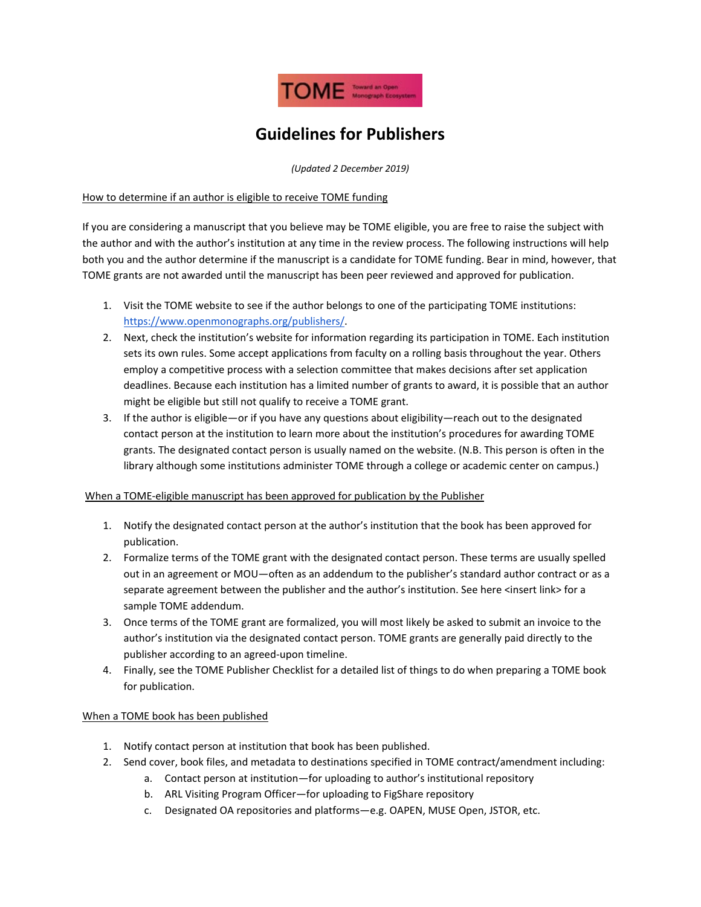# Guidelines for Publishers

*(Updated 2 December 2019)*

How to determine if an author is eligible to receive TOME funding

If you are considering a manuscript that you believe may be TOME eligible, you are free to raise the subject with the author and with the author's institution at any time in the review process. The following instructions will help both you and the author determine if the manuscript is a candidate for TOME funding. Bear in mind, however, that TOME grants are not awarded until the manuscript has been peer reviewed and approved for publication.

1. Visit the TOME website to see if the author belongs to one of the participating TOME institutions: https://www.openmonographs.org/publishers/.
2. Next, check the institution's website for information regarding its participation in TOME. Each institution sets its own rules. Some accept applications from faculty on a rolling basis throughout the year. Others employ a competitive process with a selection committee that makes decisions after set application deadlines. Because each institution has a limited number of grants to award, it is possible that an author might be eligible but still not qualify to receive a TOME grant.
3. If the author is eligible—or if you have any questions about eligibility—reach out to the designated contact person at the institution to learn more about the institution's procedures for awarding TOME grants. The designated contact person is usually named on the website. (N.B. This person is often in the library although some institutions administer TOME through a college or academic center on campus.)

When a TOME-eligible manuscript has been approved for publication by the Publisher

1. Notify the designated contact person at the author's institution that the book has been approved for publication.
2. Formalize terms of the TOME grant with the designated contact person. These terms are usually spelled out in an agreement or MOU—often as an addendum to the publisher's standard author contract or as a separate agreement between the publisher and the author's institution. See here <insert link> for a sample TOME addendum.
3. Once terms of the TOME grant are formalized, you will most likely be asked to submit an invoice to the author's institution via the designated contact person. TOME grants are generally paid directly to the publisher according to an agreed-upon timeline.
4. Finally, see the TOME Publisher Checklist for a detailed list of things to do when preparing a TOME book for publication.

When a TOME book has been published

1. Notify contact person at institution that book has been published.
2. Send cover, book files, and metadata to destinations specified in TOME contract/amendment including:
   a. Contact person at institution—for uploading to author's institutional repository
   b. ARL Visiting Program Officer—for uploading to FigShare repository
   c. Designated OA repositories and platforms—e.g. OAPEN, MUSE Open, JSTOR, etc.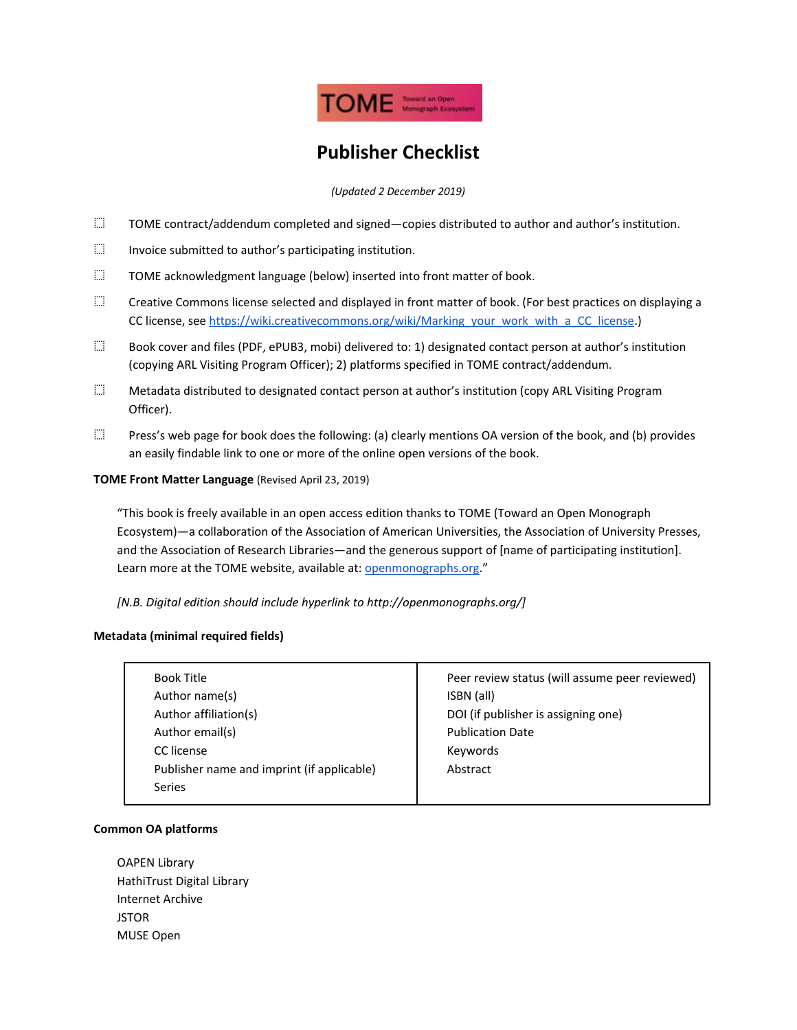TOME Toward an Open Monograph Ecosystem

# Publisher Checklist

*(Updated 2 December 2019)*

- [ ] TOME contract/addendum completed and signed—copies distributed to author and author's institution.
- [ ] Invoice submitted to author's participating institution.
- [ ] TOME acknowledgment language (below) inserted into front matter of book.
- [ ] Creative Commons license selected and displayed in front matter of book. (For best practices on displaying a CC license, see https://wiki.creativecommons.org/wiki/Marking_your_work_with_a_CC_license.)
- [ ] Book cover and files (PDF, ePUB3, mobi) delivered to: 1) designated contact person at author's institution (copying ARL Visiting Program Officer); 2) platforms specified in TOME contract/addendum.
- [ ] Metadata distributed to designated contact person at author's institution (copy ARL Visiting Program Officer).
- [ ] Press's web page for book does the following: (a) clearly mentions OA version of the book, and (b) provides an easily findable link to one or more of the online open versions of the book.

**TOME Front Matter Language** (Revised April 23, 2019)

> "This book is freely available in an open access edition thanks to TOME (Toward an Open Monograph Ecosystem)—a collaboration of the Association of American Universities, the Association of University Presses, and the Association of Research Libraries—and the generous support of [name of participating institution]. Learn more at the TOME website, available at: openmonographs.org."
>
> *[N.B. Digital edition should include hyperlink to http://openmonographs.org/]*

**Metadata (minimal required fields)**

| | |
|---|---|
| Book Title | Peer review status (will assume peer reviewed) |
| Author name(s) | ISBN (all) |
| Author affiliation(s) | DOI (if publisher is assigning one) |
| Author email(s) | Publication Date |
| CC license | Keywords |
| Publisher name and imprint (if applicable) | Abstract |
| Series | |

**Common OA platforms**

OAPEN Library
HathiTrust Digital Library
Internet Archive
JSTOR
MUSE Open